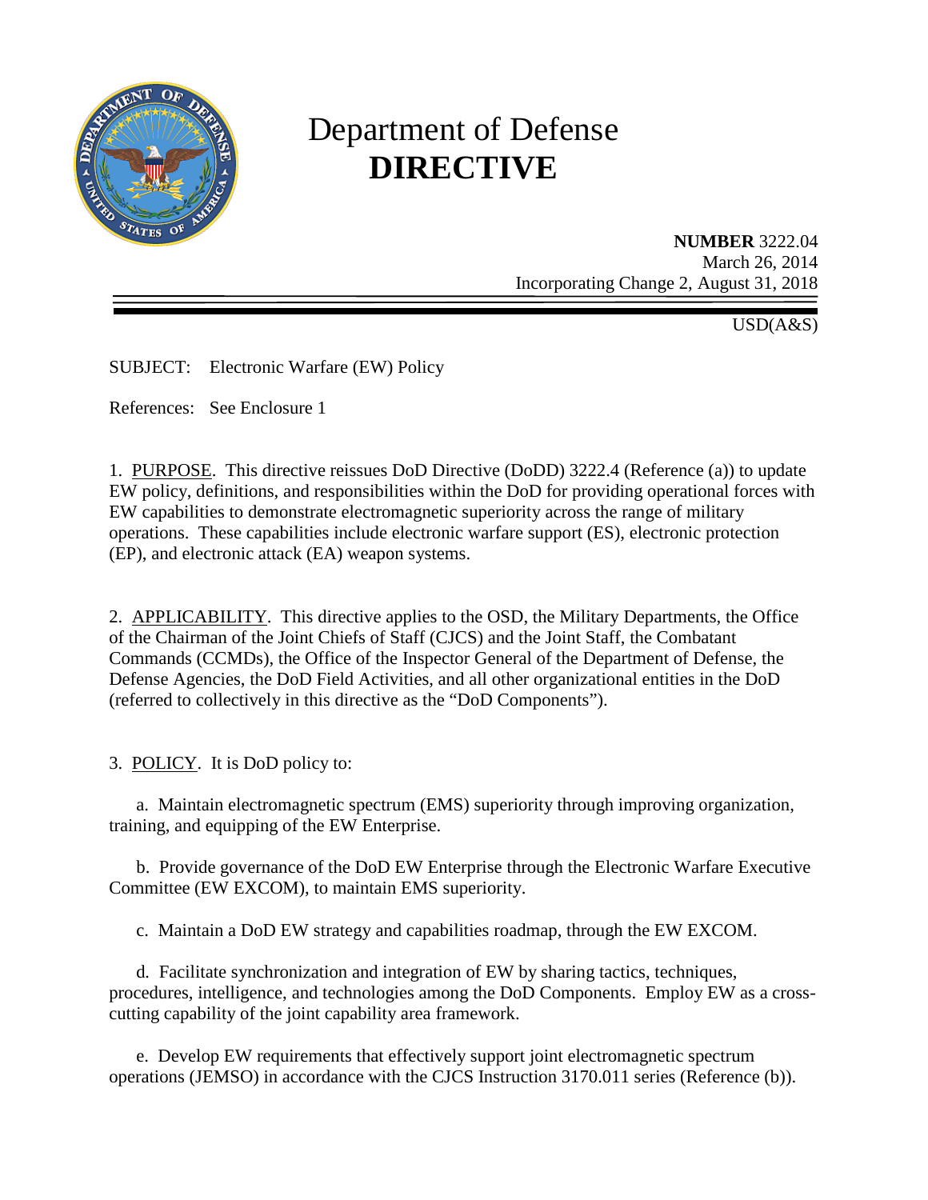# Department of Defense
# **DIRECTIVE**

**NUMBER** 3222.04
March 26, 2014
Incorporating Change 2, August 31, 2018

USD(A&S)

SUBJECT: Electronic Warfare (EW) Policy

References: See Enclosure 1

1. PURPOSE. This directive reissues DoD Directive (DoDD) 3222.4 (Reference (a)) to update EW policy, definitions, and responsibilities within the DoD for providing operational forces with EW capabilities to demonstrate electromagnetic superiority across the range of military operations. These capabilities include electronic warfare support (ES), electronic protection (EP), and electronic attack (EA) weapon systems.

2. APPLICABILITY. This directive applies to the OSD, the Military Departments, the Office of the Chairman of the Joint Chiefs of Staff (CJCS) and the Joint Staff, the Combatant Commands (CCMDs), the Office of the Inspector General of the Department of Defense, the Defense Agencies, the DoD Field Activities, and all other organizational entities in the DoD (referred to collectively in this directive as the "DoD Components").

3. POLICY. It is DoD policy to:

a. Maintain electromagnetic spectrum (EMS) superiority through improving organization, training, and equipping of the EW Enterprise.

b. Provide governance of the DoD EW Enterprise through the Electronic Warfare Executive Committee (EW EXCOM), to maintain EMS superiority.

c. Maintain a DoD EW strategy and capabilities roadmap, through the EW EXCOM.

d. Facilitate synchronization and integration of EW by sharing tactics, techniques, procedures, intelligence, and technologies among the DoD Components. Employ EW as a cross-cutting capability of the joint capability area framework.

e. Develop EW requirements that effectively support joint electromagnetic spectrum operations (JEMSO) in accordance with the CJCS Instruction 3170.011 series (Reference (b)).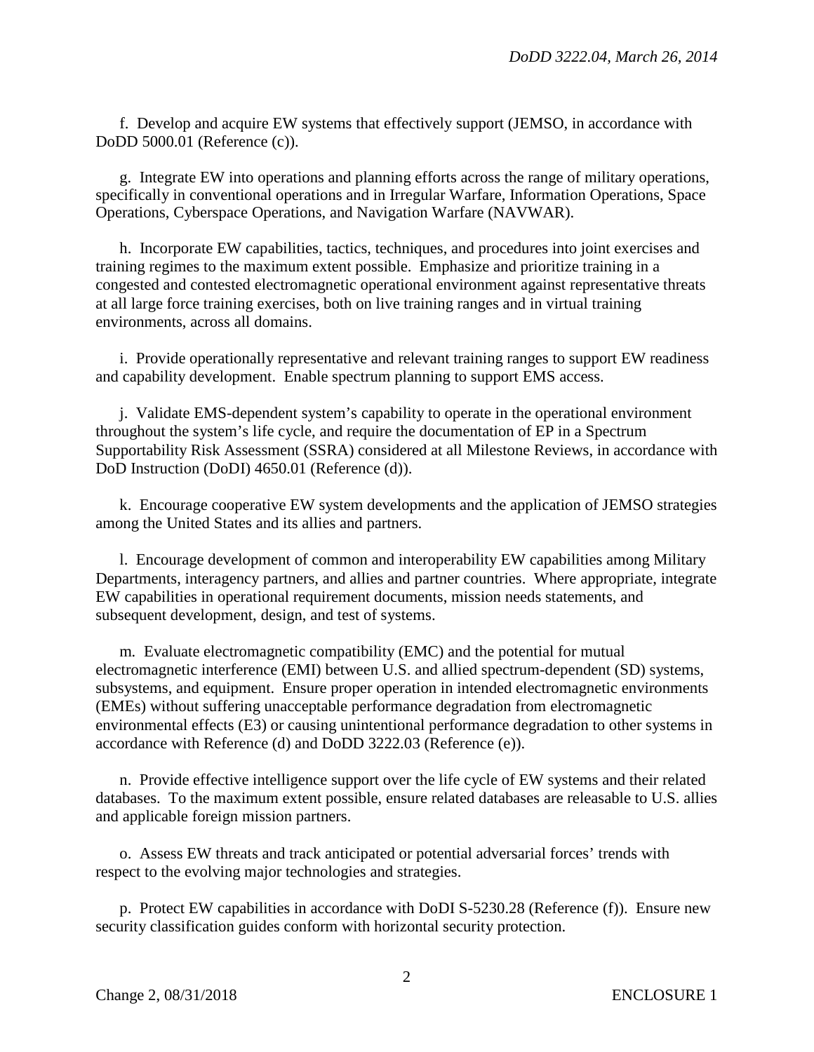f. Develop and acquire EW systems that effectively support (JEMSO, in accordance with DoDD 5000.01 (Reference (c)).

g. Integrate EW into operations and planning efforts across the range of military operations, specifically in conventional operations and in Irregular Warfare, Information Operations, Space Operations, Cyberspace Operations, and Navigation Warfare (NAVWAR).

h. Incorporate EW capabilities, tactics, techniques, and procedures into joint exercises and training regimes to the maximum extent possible. Emphasize and prioritize training in a congested and contested electromagnetic operational environment against representative threats at all large force training exercises, both on live training ranges and in virtual training environments, across all domains.

i. Provide operationally representative and relevant training ranges to support EW readiness and capability development. Enable spectrum planning to support EMS access.

j. Validate EMS-dependent system's capability to operate in the operational environment throughout the system's life cycle, and require the documentation of EP in a Spectrum Supportability Risk Assessment (SSRA) considered at all Milestone Reviews, in accordance with DoD Instruction (DoDI) 4650.01 (Reference (d)).

k. Encourage cooperative EW system developments and the application of JEMSO strategies among the United States and its allies and partners.

l. Encourage development of common and interoperability EW capabilities among Military Departments, interagency partners, and allies and partner countries. Where appropriate, integrate EW capabilities in operational requirement documents, mission needs statements, and subsequent development, design, and test of systems.

m. Evaluate electromagnetic compatibility (EMC) and the potential for mutual electromagnetic interference (EMI) between U.S. and allied spectrum-dependent (SD) systems, subsystems, and equipment. Ensure proper operation in intended electromagnetic environments (EMEs) without suffering unacceptable performance degradation from electromagnetic environmental effects (E3) or causing unintentional performance degradation to other systems in accordance with Reference (d) and DoDD 3222.03 (Reference (e)).

n. Provide effective intelligence support over the life cycle of EW systems and their related databases. To the maximum extent possible, ensure related databases are releasable to U.S. allies and applicable foreign mission partners.

o. Assess EW threats and track anticipated or potential adversarial forces' trends with respect to the evolving major technologies and strategies.

p. Protect EW capabilities in accordance with DoDI S-5230.28 (Reference (f)). Ensure new security classification guides conform with horizontal security protection.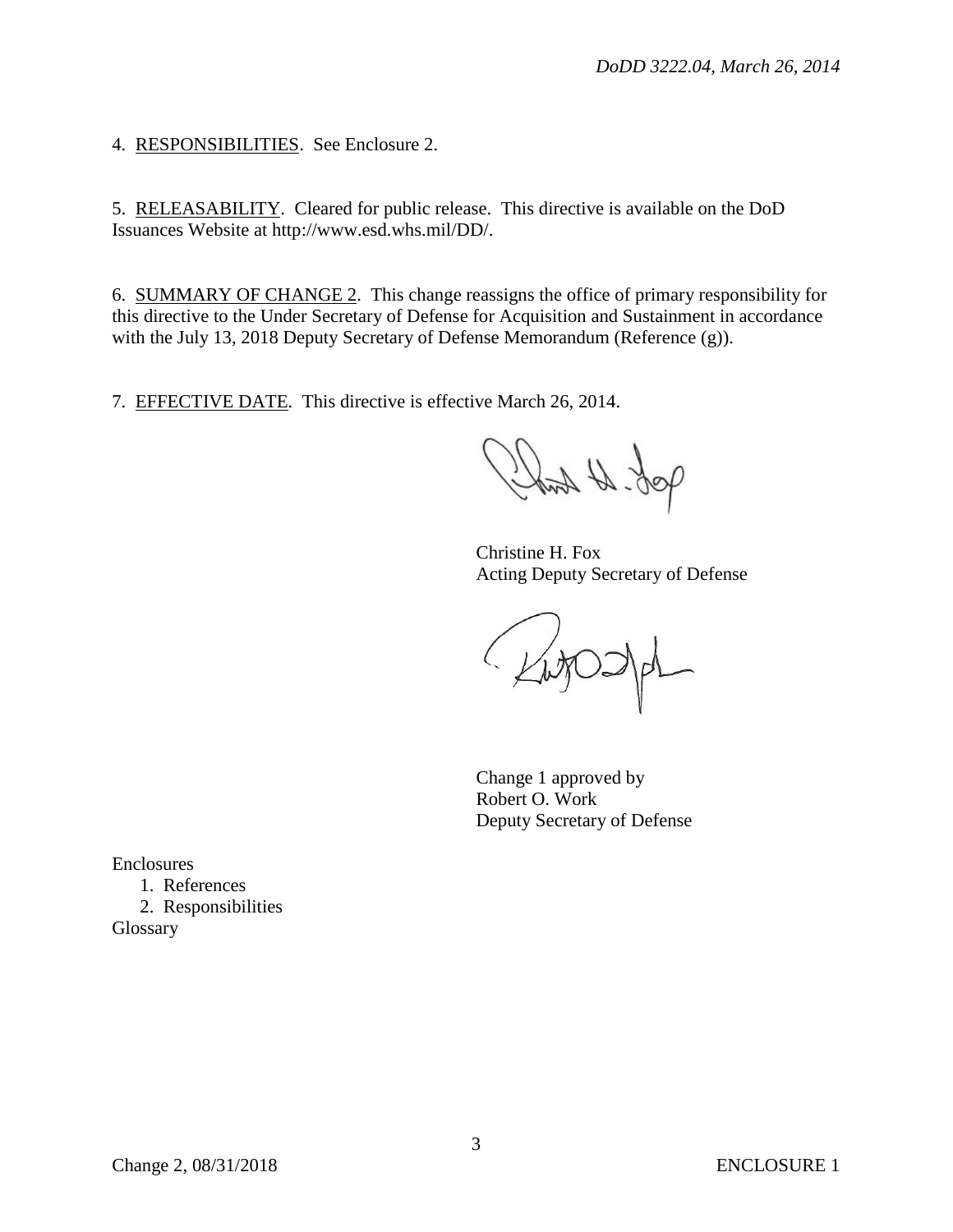4. RESPONSIBILITIES. See Enclosure 2.

5. RELEASABILITY. Cleared for public release. This directive is available on the DoD Issuances Website at http://www.esd.whs.mil/DD/.

6. SUMMARY OF CHANGE 2. This change reassigns the office of primary responsibility for this directive to the Under Secretary of Defense for Acquisition and Sustainment in accordance with the July 13, 2018 Deputy Secretary of Defense Memorandum (Reference (g)).

7. EFFECTIVE DATE. This directive is effective March 26, 2014.

Christine H. Fox
Acting Deputy Secretary of Defense

Change 1 approved by
Robert O. Work
Deputy Secretary of Defense

Enclosures
1. References
2. Responsibilities
Glossary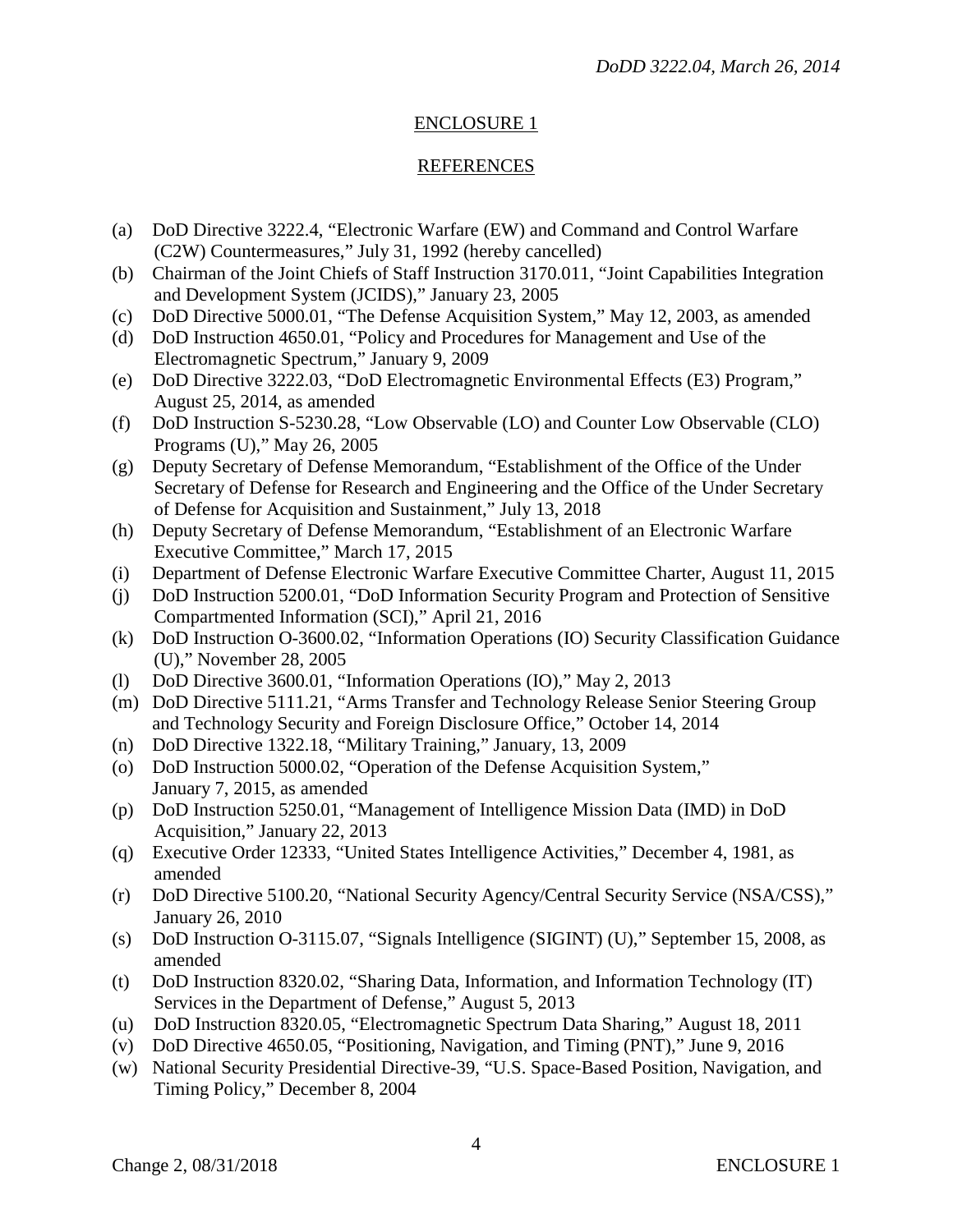## ENCLOSURE 1

## REFERENCES

(a) DoD Directive 3222.4, "Electronic Warfare (EW) and Command and Control Warfare (C2W) Countermeasures," July 31, 1992 (hereby cancelled)
(b) Chairman of the Joint Chiefs of Staff Instruction 3170.011, "Joint Capabilities Integration and Development System (JCIDS)," January 23, 2005
(c) DoD Directive 5000.01, "The Defense Acquisition System," May 12, 2003, as amended
(d) DoD Instruction 4650.01, "Policy and Procedures for Management and Use of the Electromagnetic Spectrum," January 9, 2009
(e) DoD Directive 3222.03, "DoD Electromagnetic Environmental Effects (E3) Program," August 25, 2014, as amended
(f) DoD Instruction S-5230.28, "Low Observable (LO) and Counter Low Observable (CLO) Programs (U)," May 26, 2005
(g) Deputy Secretary of Defense Memorandum, "Establishment of the Office of the Under Secretary of Defense for Research and Engineering and the Office of the Under Secretary of Defense for Acquisition and Sustainment," July 13, 2018
(h) Deputy Secretary of Defense Memorandum, "Establishment of an Electronic Warfare Executive Committee," March 17, 2015
(i) Department of Defense Electronic Warfare Executive Committee Charter, August 11, 2015
(j) DoD Instruction 5200.01, "DoD Information Security Program and Protection of Sensitive Compartmented Information (SCI)," April 21, 2016
(k) DoD Instruction O-3600.02, "Information Operations (IO) Security Classification Guidance (U)," November 28, 2005
(l) DoD Directive 3600.01, "Information Operations (IO)," May 2, 2013
(m) DoD Directive 5111.21, "Arms Transfer and Technology Release Senior Steering Group and Technology Security and Foreign Disclosure Office," October 14, 2014
(n) DoD Directive 1322.18, "Military Training," January, 13, 2009
(o) DoD Instruction 5000.02, "Operation of the Defense Acquisition System," January 7, 2015, as amended
(p) DoD Instruction 5250.01, "Management of Intelligence Mission Data (IMD) in DoD Acquisition," January 22, 2013
(q) Executive Order 12333, "United States Intelligence Activities," December 4, 1981, as amended
(r) DoD Directive 5100.20, "National Security Agency/Central Security Service (NSA/CSS)," January 26, 2010
(s) DoD Instruction O-3115.07, "Signals Intelligence (SIGINT) (U)," September 15, 2008, as amended
(t) DoD Instruction 8320.02, "Sharing Data, Information, and Information Technology (IT) Services in the Department of Defense," August 5, 2013
(u) DoD Instruction 8320.05, "Electromagnetic Spectrum Data Sharing," August 18, 2011
(v) DoD Directive 4650.05, "Positioning, Navigation, and Timing (PNT)," June 9, 2016
(w) National Security Presidential Directive-39, "U.S. Space-Based Position, Navigation, and Timing Policy," December 8, 2004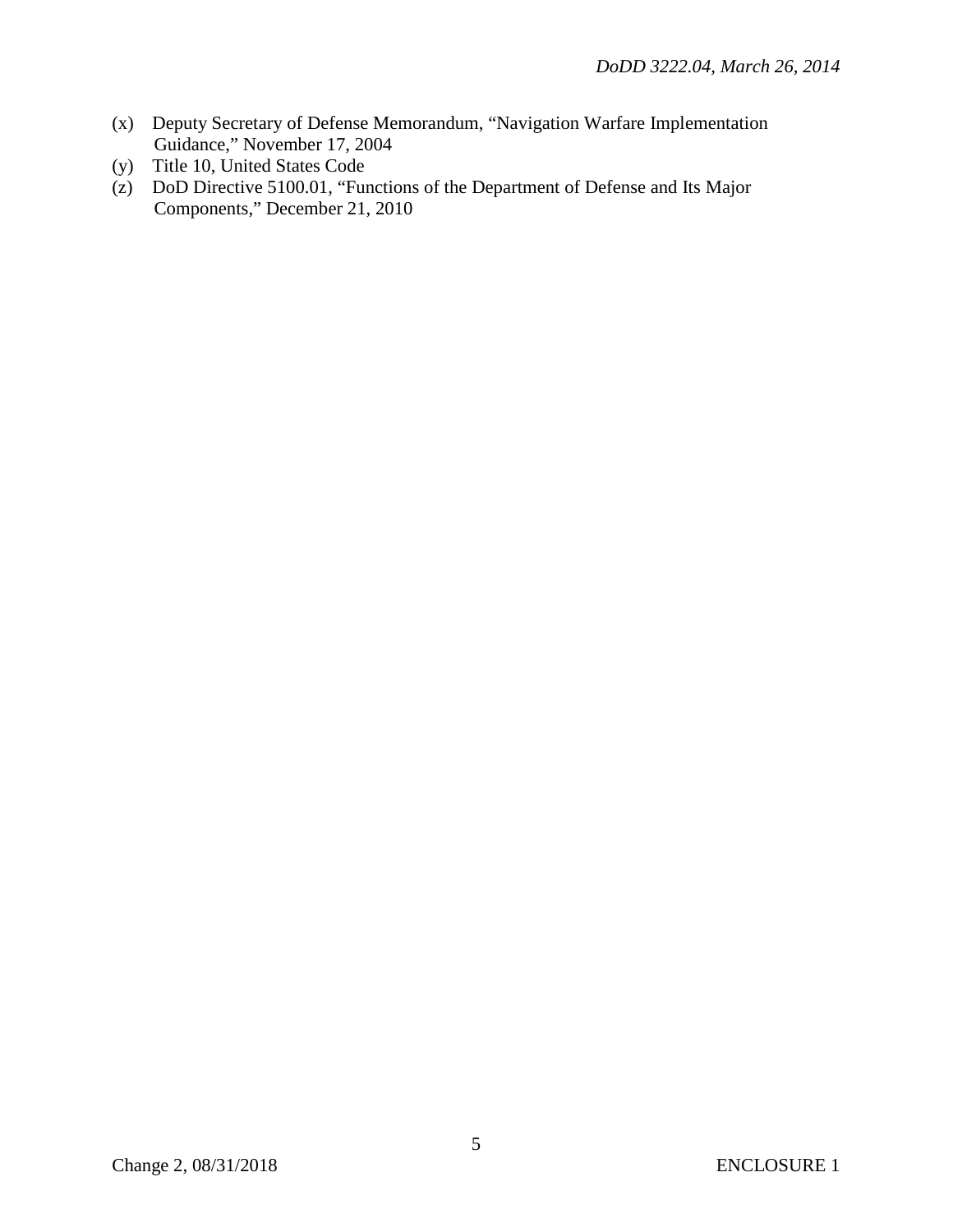(x) Deputy Secretary of Defense Memorandum, "Navigation Warfare Implementation Guidance," November 17, 2004
(y) Title 10, United States Code
(z) DoD Directive 5100.01, "Functions of the Department of Defense and Its Major Components," December 21, 2010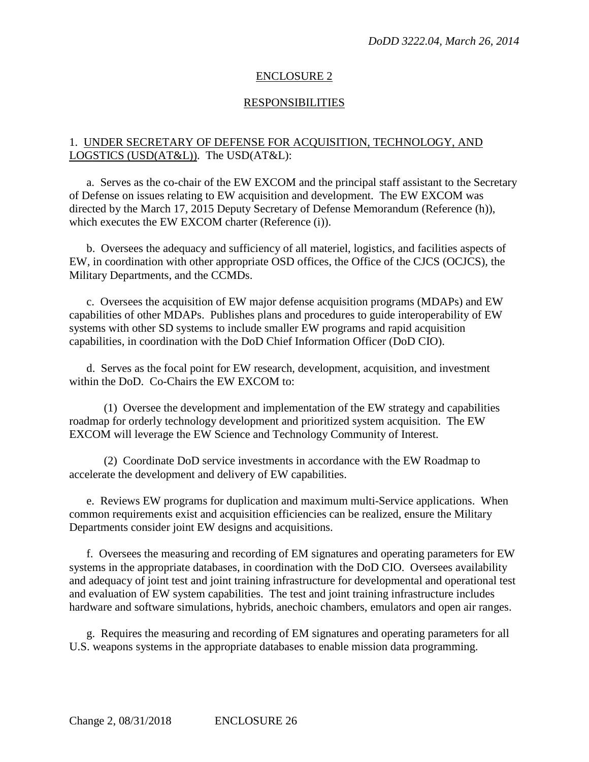## ENCLOSURE 2

## RESPONSIBILITIES

1. UNDER SECRETARY OF DEFENSE FOR ACQUISITION, TECHNOLOGY, AND LOGSTICS (USD(AT&L)). The USD(AT&L):

a. Serves as the co-chair of the EW EXCOM and the principal staff assistant to the Secretary of Defense on issues relating to EW acquisition and development. The EW EXCOM was directed by the March 17, 2015 Deputy Secretary of Defense Memorandum (Reference (h)), which executes the EW EXCOM charter (Reference (i)).

b. Oversees the adequacy and sufficiency of all materiel, logistics, and facilities aspects of EW, in coordination with other appropriate OSD offices, the Office of the CJCS (OCJCS), the Military Departments, and the CCMDs.

c. Oversees the acquisition of EW major defense acquisition programs (MDAPs) and EW capabilities of other MDAPs. Publishes plans and procedures to guide interoperability of EW systems with other SD systems to include smaller EW programs and rapid acquisition capabilities, in coordination with the DoD Chief Information Officer (DoD CIO).

d. Serves as the focal point for EW research, development, acquisition, and investment within the DoD. Co-Chairs the EW EXCOM to:

(1) Oversee the development and implementation of the EW strategy and capabilities roadmap for orderly technology development and prioritized system acquisition. The EW EXCOM will leverage the EW Science and Technology Community of Interest.

(2) Coordinate DoD service investments in accordance with the EW Roadmap to accelerate the development and delivery of EW capabilities.

e. Reviews EW programs for duplication and maximum multi-Service applications. When common requirements exist and acquisition efficiencies can be realized, ensure the Military Departments consider joint EW designs and acquisitions.

f. Oversees the measuring and recording of EM signatures and operating parameters for EW systems in the appropriate databases, in coordination with the DoD CIO. Oversees availability and adequacy of joint test and joint training infrastructure for developmental and operational test and evaluation of EW system capabilities. The test and joint training infrastructure includes hardware and software simulations, hybrids, anechoic chambers, emulators and open air ranges.

g. Requires the measuring and recording of EM signatures and operating parameters for all U.S. weapons systems in the appropriate databases to enable mission data programming.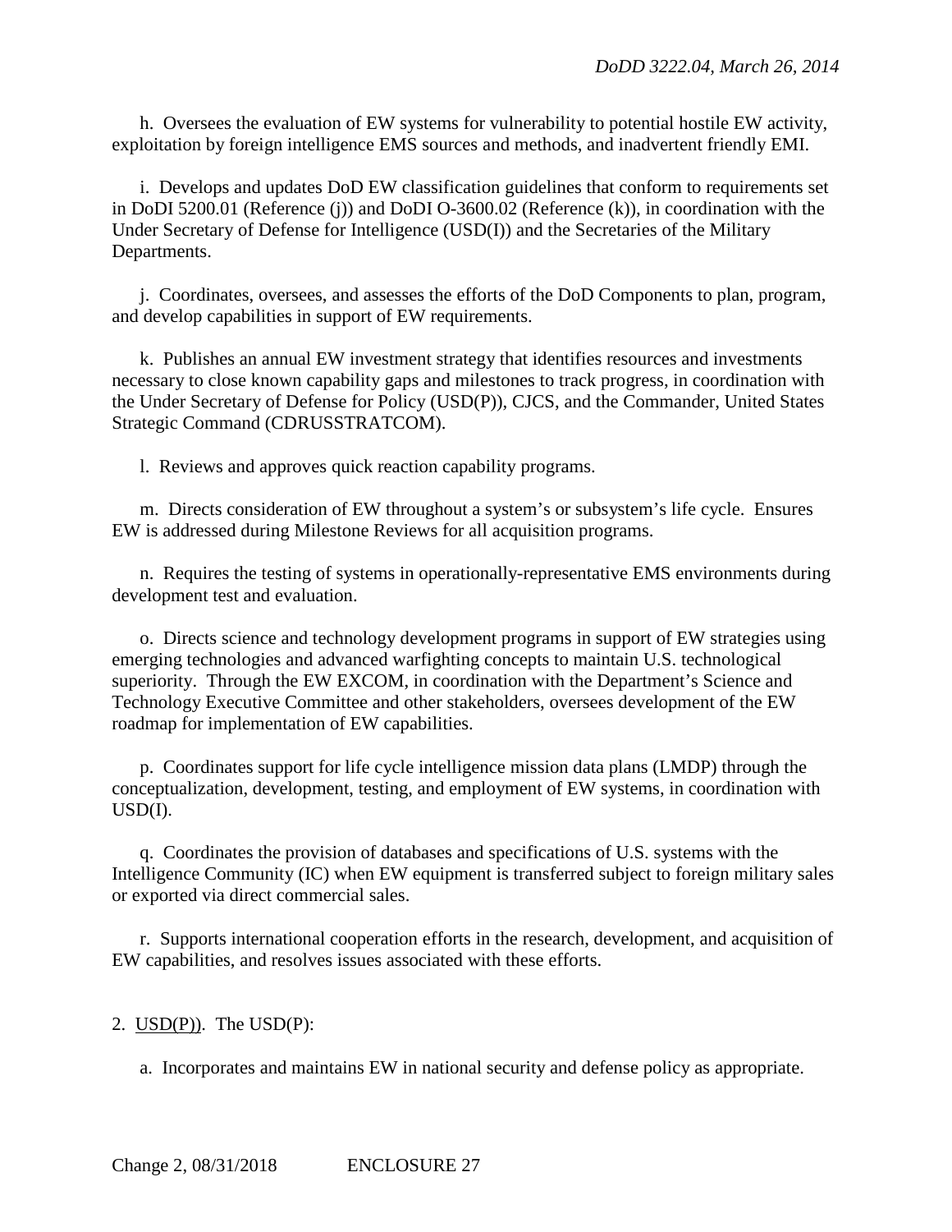h. Oversees the evaluation of EW systems for vulnerability to potential hostile EW activity, exploitation by foreign intelligence EMS sources and methods, and inadvertent friendly EMI.

i. Develops and updates DoD EW classification guidelines that conform to requirements set in DoDI 5200.01 (Reference (j)) and DoDI O-3600.02 (Reference (k)), in coordination with the Under Secretary of Defense for Intelligence (USD(I)) and the Secretaries of the Military Departments.

j. Coordinates, oversees, and assesses the efforts of the DoD Components to plan, program, and develop capabilities in support of EW requirements.

k. Publishes an annual EW investment strategy that identifies resources and investments necessary to close known capability gaps and milestones to track progress, in coordination with the Under Secretary of Defense for Policy (USD(P)), CJCS, and the Commander, United States Strategic Command (CDRUSSTRATCOM).

l. Reviews and approves quick reaction capability programs.

m. Directs consideration of EW throughout a system's or subsystem's life cycle. Ensures EW is addressed during Milestone Reviews for all acquisition programs.

n. Requires the testing of systems in operationally-representative EMS environments during development test and evaluation.

o. Directs science and technology development programs in support of EW strategies using emerging technologies and advanced warfighting concepts to maintain U.S. technological superiority. Through the EW EXCOM, in coordination with the Department's Science and Technology Executive Committee and other stakeholders, oversees development of the EW roadmap for implementation of EW capabilities.

p. Coordinates support for life cycle intelligence mission data plans (LMDP) through the conceptualization, development, testing, and employment of EW systems, in coordination with USD(I).

q. Coordinates the provision of databases and specifications of U.S. systems with the Intelligence Community (IC) when EW equipment is transferred subject to foreign military sales or exported via direct commercial sales.

r. Supports international cooperation efforts in the research, development, and acquisition of EW capabilities, and resolves issues associated with these efforts.

2. USD(P)). The USD(P):

a. Incorporates and maintains EW in national security and defense policy as appropriate.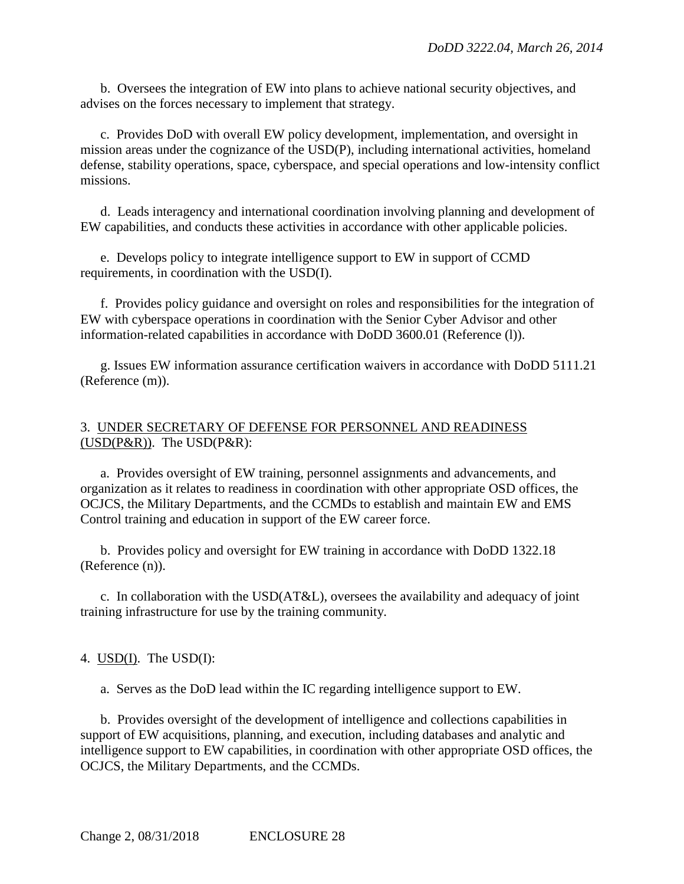b. Oversees the integration of EW into plans to achieve national security objectives, and advises on the forces necessary to implement that strategy.

c. Provides DoD with overall EW policy development, implementation, and oversight in mission areas under the cognizance of the USD(P), including international activities, homeland defense, stability operations, space, cyberspace, and special operations and low-intensity conflict missions.

d. Leads interagency and international coordination involving planning and development of EW capabilities, and conducts these activities in accordance with other applicable policies.

e. Develops policy to integrate intelligence support to EW in support of CCMD requirements, in coordination with the USD(I).

f. Provides policy guidance and oversight on roles and responsibilities for the integration of EW with cyberspace operations in coordination with the Senior Cyber Advisor and other information-related capabilities in accordance with DoDD 3600.01 (Reference (l)).

g. Issues EW information assurance certification waivers in accordance with DoDD 5111.21 (Reference (m)).

3. UNDER SECRETARY OF DEFENSE FOR PERSONNEL AND READINESS (USD(P&R)). The USD(P&R):

a. Provides oversight of EW training, personnel assignments and advancements, and organization as it relates to readiness in coordination with other appropriate OSD offices, the OCJCS, the Military Departments, and the CCMDs to establish and maintain EW and EMS Control training and education in support of the EW career force.

b. Provides policy and oversight for EW training in accordance with DoDD 1322.18 (Reference (n)).

c. In collaboration with the USD(AT&L), oversees the availability and adequacy of joint training infrastructure for use by the training community.

4. USD(I). The USD(I):

a. Serves as the DoD lead within the IC regarding intelligence support to EW.

b. Provides oversight of the development of intelligence and collections capabilities in support of EW acquisitions, planning, and execution, including databases and analytic and intelligence support to EW capabilities, in coordination with other appropriate OSD offices, the OCJCS, the Military Departments, and the CCMDs.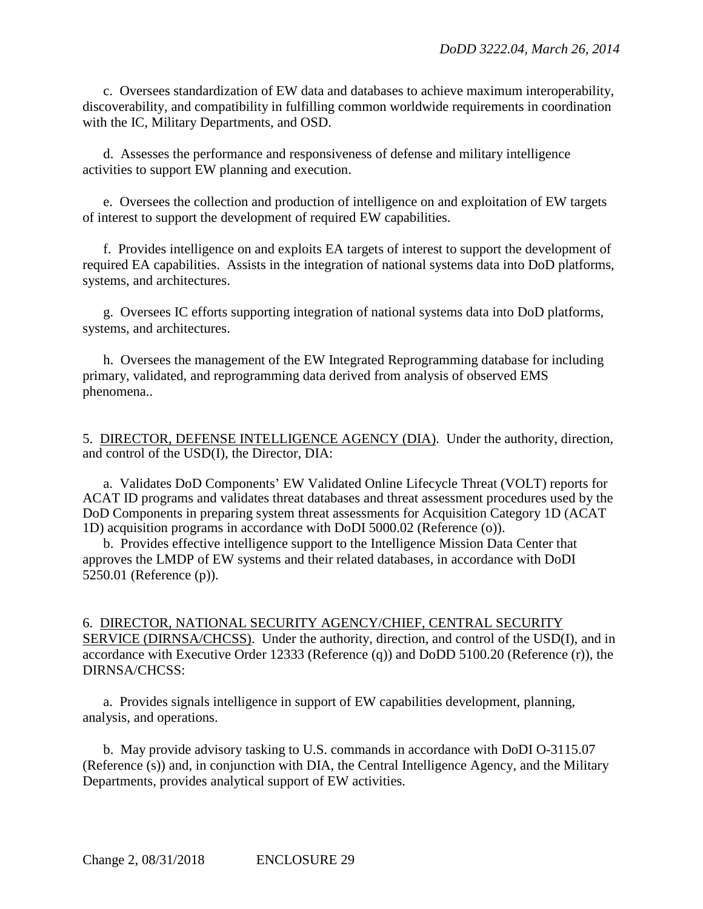c. Oversees standardization of EW data and databases to achieve maximum interoperability, discoverability, and compatibility in fulfilling common worldwide requirements in coordination with the IC, Military Departments, and OSD.

d. Assesses the performance and responsiveness of defense and military intelligence activities to support EW planning and execution.

e. Oversees the collection and production of intelligence on and exploitation of EW targets of interest to support the development of required EW capabilities.

f. Provides intelligence on and exploits EA targets of interest to support the development of required EA capabilities. Assists in the integration of national systems data into DoD platforms, systems, and architectures.

g. Oversees IC efforts supporting integration of national systems data into DoD platforms, systems, and architectures.

h. Oversees the management of the EW Integrated Reprogramming database for including primary, validated, and reprogramming data derived from analysis of observed EMS phenomena..

5. DIRECTOR, DEFENSE INTELLIGENCE AGENCY (DIA). Under the authority, direction, and control of the USD(I), the Director, DIA:

a. Validates DoD Components' EW Validated Online Lifecycle Threat (VOLT) reports for ACAT ID programs and validates threat databases and threat assessment procedures used by the DoD Components in preparing system threat assessments for Acquisition Category 1D (ACAT 1D) acquisition programs in accordance with DoDI 5000.02 (Reference (o)).

b. Provides effective intelligence support to the Intelligence Mission Data Center that approves the LMDP of EW systems and their related databases, in accordance with DoDI 5250.01 (Reference (p)).

6. DIRECTOR, NATIONAL SECURITY AGENCY/CHIEF, CENTRAL SECURITY SERVICE (DIRNSA/CHCSS). Under the authority, direction, and control of the USD(I), and in accordance with Executive Order 12333 (Reference (q)) and DoDD 5100.20 (Reference (r)), the DIRNSA/CHCSS:

a. Provides signals intelligence in support of EW capabilities development, planning, analysis, and operations.

b. May provide advisory tasking to U.S. commands in accordance with DoDI O-3115.07 (Reference (s)) and, in conjunction with DIA, the Central Intelligence Agency, and the Military Departments, provides analytical support of EW activities.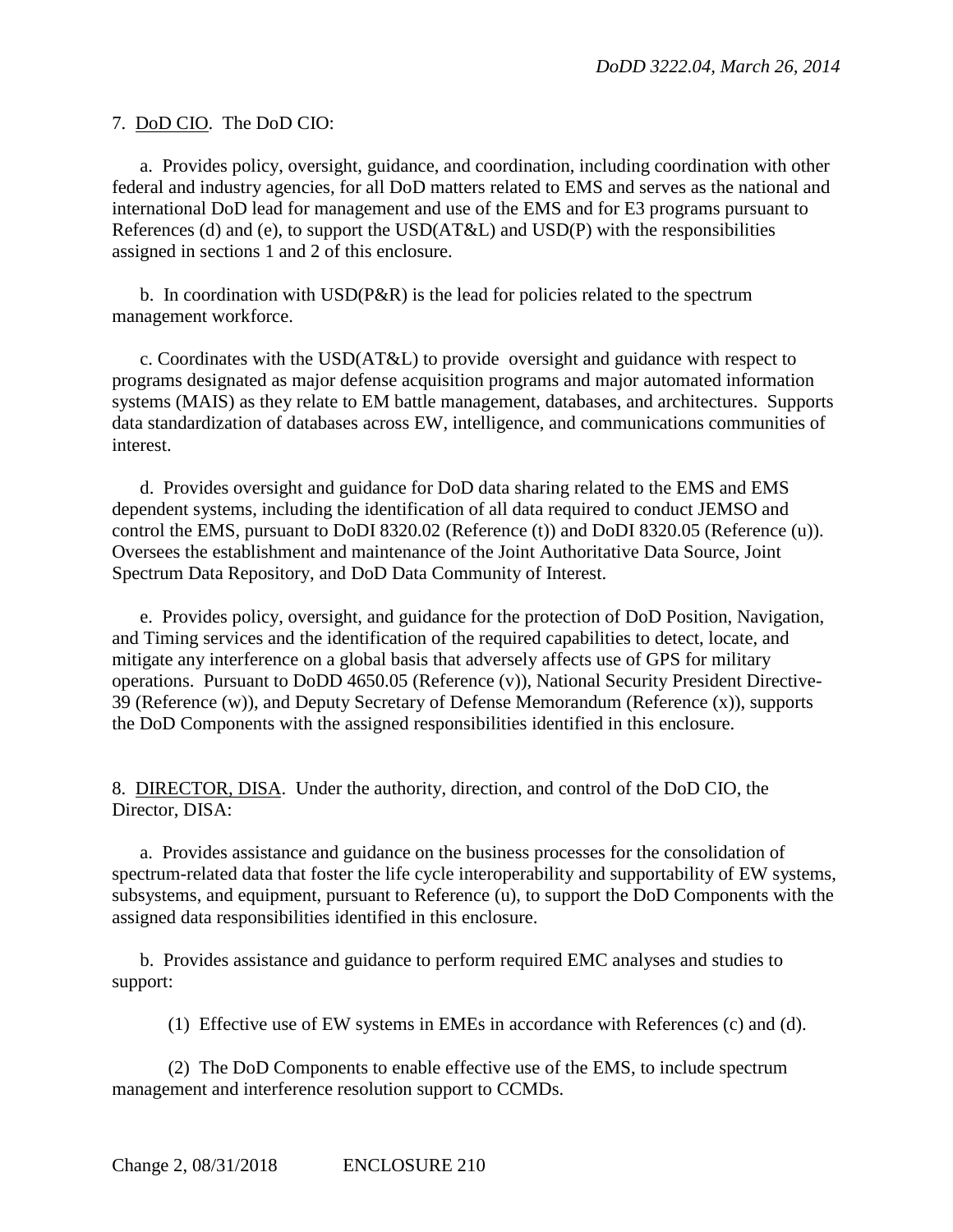7. <u>DoD CIO</u>. The DoD CIO:

a. Provides policy, oversight, guidance, and coordination, including coordination with other federal and industry agencies, for all DoD matters related to EMS and serves as the national and international DoD lead for management and use of the EMS and for E3 programs pursuant to References (d) and (e), to support the USD(AT&L) and USD(P) with the responsibilities assigned in sections 1 and 2 of this enclosure.

b. In coordination with USD(P&R) is the lead for policies related to the spectrum management workforce.

c. Coordinates with the USD(AT&L) to provide oversight and guidance with respect to programs designated as major defense acquisition programs and major automated information systems (MAIS) as they relate to EM battle management, databases, and architectures. Supports data standardization of databases across EW, intelligence, and communications communities of interest.

d. Provides oversight and guidance for DoD data sharing related to the EMS and EMS dependent systems, including the identification of all data required to conduct JEMSO and control the EMS, pursuant to DoDI 8320.02 (Reference (t)) and DoDI 8320.05 (Reference (u)). Oversees the establishment and maintenance of the Joint Authoritative Data Source, Joint Spectrum Data Repository, and DoD Data Community of Interest.

e. Provides policy, oversight, and guidance for the protection of DoD Position, Navigation, and Timing services and the identification of the required capabilities to detect, locate, and mitigate any interference on a global basis that adversely affects use of GPS for military operations. Pursuant to DoDD 4650.05 (Reference (v)), National Security President Directive-39 (Reference (w)), and Deputy Secretary of Defense Memorandum (Reference (x)), supports the DoD Components with the assigned responsibilities identified in this enclosure.

8. <u>DIRECTOR, DISA</u>. Under the authority, direction, and control of the DoD CIO, the Director, DISA:

a. Provides assistance and guidance on the business processes for the consolidation of spectrum-related data that foster the life cycle interoperability and supportability of EW systems, subsystems, and equipment, pursuant to Reference (u), to support the DoD Components with the assigned data responsibilities identified in this enclosure.

b. Provides assistance and guidance to perform required EMC analyses and studies to support:

(1) Effective use of EW systems in EMEs in accordance with References (c) and (d).

(2) The DoD Components to enable effective use of the EMS, to include spectrum management and interference resolution support to CCMDs.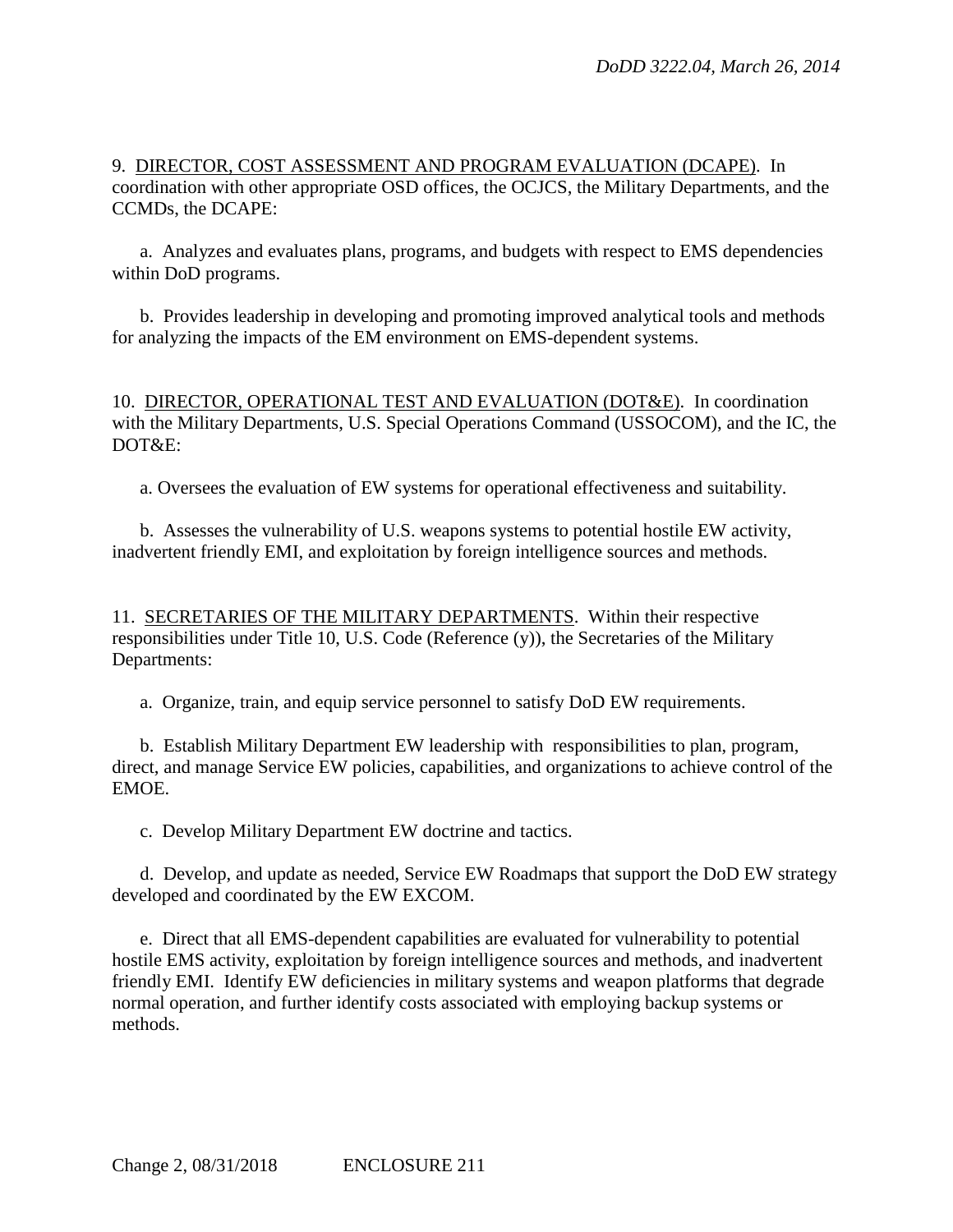9. DIRECTOR, COST ASSESSMENT AND PROGRAM EVALUATION (DCAPE). In coordination with other appropriate OSD offices, the OCJCS, the Military Departments, and the CCMDs, the DCAPE:

a. Analyzes and evaluates plans, programs, and budgets with respect to EMS dependencies within DoD programs.

b. Provides leadership in developing and promoting improved analytical tools and methods for analyzing the impacts of the EM environment on EMS-dependent systems.

10. DIRECTOR, OPERATIONAL TEST AND EVALUATION (DOT&E). In coordination with the Military Departments, U.S. Special Operations Command (USSOCOM), and the IC, the DOT&E:

a. Oversees the evaluation of EW systems for operational effectiveness and suitability.

b. Assesses the vulnerability of U.S. weapons systems to potential hostile EW activity, inadvertent friendly EMI, and exploitation by foreign intelligence sources and methods.

11. SECRETARIES OF THE MILITARY DEPARTMENTS. Within their respective responsibilities under Title 10, U.S. Code (Reference (y)), the Secretaries of the Military Departments:

a. Organize, train, and equip service personnel to satisfy DoD EW requirements.

b. Establish Military Department EW leadership with responsibilities to plan, program, direct, and manage Service EW policies, capabilities, and organizations to achieve control of the EMOE.

c. Develop Military Department EW doctrine and tactics.

d. Develop, and update as needed, Service EW Roadmaps that support the DoD EW strategy developed and coordinated by the EW EXCOM.

e. Direct that all EMS-dependent capabilities are evaluated for vulnerability to potential hostile EMS activity, exploitation by foreign intelligence sources and methods, and inadvertent friendly EMI. Identify EW deficiencies in military systems and weapon platforms that degrade normal operation, and further identify costs associated with employing backup systems or methods.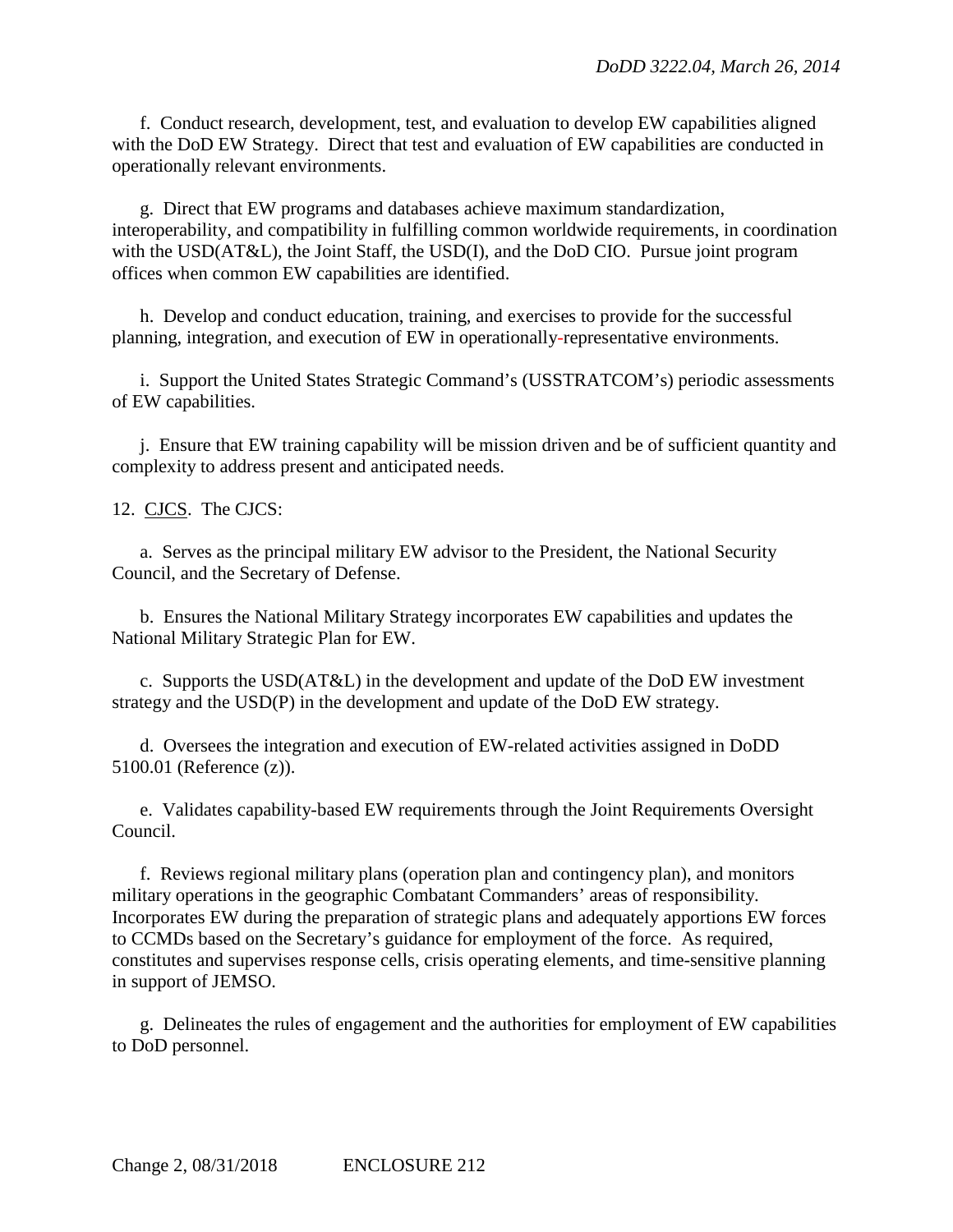f. Conduct research, development, test, and evaluation to develop EW capabilities aligned with the DoD EW Strategy. Direct that test and evaluation of EW capabilities are conducted in operationally relevant environments.

g. Direct that EW programs and databases achieve maximum standardization, interoperability, and compatibility in fulfilling common worldwide requirements, in coordination with the USD(AT&L), the Joint Staff, the USD(I), and the DoD CIO. Pursue joint program offices when common EW capabilities are identified.

h. Develop and conduct education, training, and exercises to provide for the successful planning, integration, and execution of EW in operationally-representative environments.

i. Support the United States Strategic Command's (USSTRATCOM's) periodic assessments of EW capabilities.

j. Ensure that EW training capability will be mission driven and be of sufficient quantity and complexity to address present and anticipated needs.

12. CJCS. The CJCS:

a. Serves as the principal military EW advisor to the President, the National Security Council, and the Secretary of Defense.

b. Ensures the National Military Strategy incorporates EW capabilities and updates the National Military Strategic Plan for EW.

c. Supports the USD(AT&L) in the development and update of the DoD EW investment strategy and the USD(P) in the development and update of the DoD EW strategy.

d. Oversees the integration and execution of EW-related activities assigned in DoDD 5100.01 (Reference (z)).

e. Validates capability-based EW requirements through the Joint Requirements Oversight Council.

f. Reviews regional military plans (operation plan and contingency plan), and monitors military operations in the geographic Combatant Commanders' areas of responsibility. Incorporates EW during the preparation of strategic plans and adequately apportions EW forces to CCMDs based on the Secretary's guidance for employment of the force. As required, constitutes and supervises response cells, crisis operating elements, and time-sensitive planning in support of JEMSO.

g. Delineates the rules of engagement and the authorities for employment of EW capabilities to DoD personnel.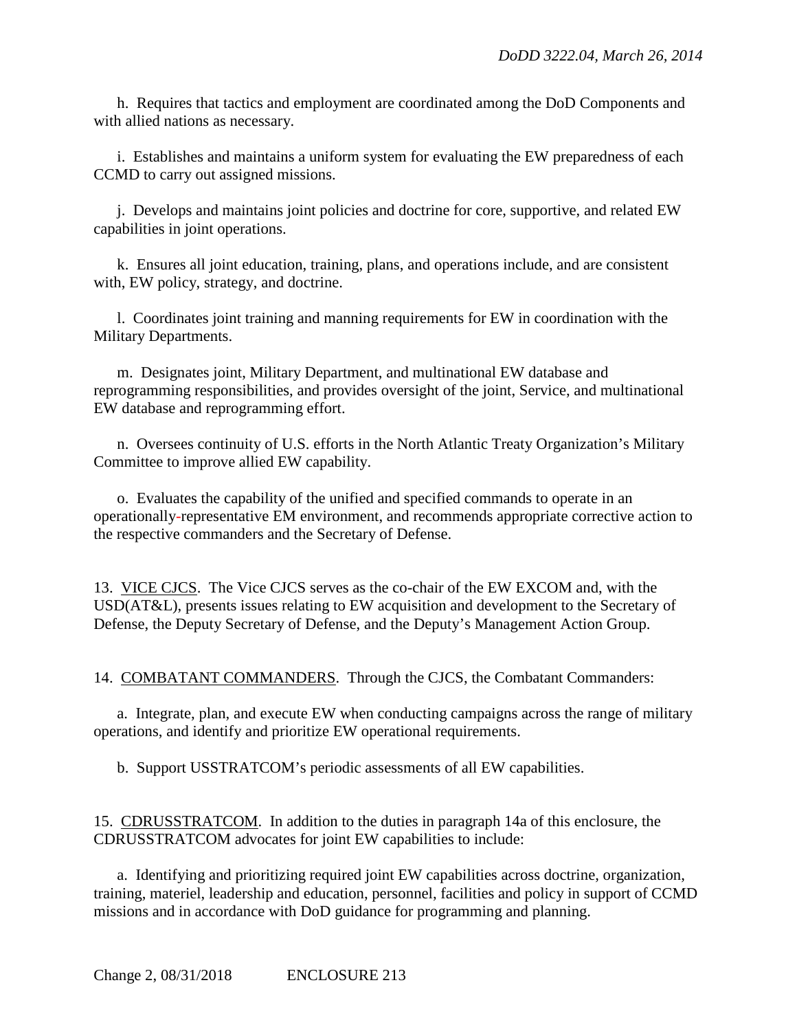h. Requires that tactics and employment are coordinated among the DoD Components and with allied nations as necessary.

i. Establishes and maintains a uniform system for evaluating the EW preparedness of each CCMD to carry out assigned missions.

j. Develops and maintains joint policies and doctrine for core, supportive, and related EW capabilities in joint operations.

k. Ensures all joint education, training, plans, and operations include, and are consistent with, EW policy, strategy, and doctrine.

l. Coordinates joint training and manning requirements for EW in coordination with the Military Departments.

m. Designates joint, Military Department, and multinational EW database and reprogramming responsibilities, and provides oversight of the joint, Service, and multinational EW database and reprogramming effort.

n. Oversees continuity of U.S. efforts in the North Atlantic Treaty Organization's Military Committee to improve allied EW capability.

o. Evaluates the capability of the unified and specified commands to operate in an operationally-representative EM environment, and recommends appropriate corrective action to the respective commanders and the Secretary of Defense.

13. VICE CJCS. The Vice CJCS serves as the co-chair of the EW EXCOM and, with the USD(AT&L), presents issues relating to EW acquisition and development to the Secretary of Defense, the Deputy Secretary of Defense, and the Deputy's Management Action Group.

14. COMBATANT COMMANDERS. Through the CJCS, the Combatant Commanders:

a. Integrate, plan, and execute EW when conducting campaigns across the range of military operations, and identify and prioritize EW operational requirements.

b. Support USSTRATCOM's periodic assessments of all EW capabilities.

15. CDRUSSTRATCOM. In addition to the duties in paragraph 14a of this enclosure, the CDRUSSTRATCOM advocates for joint EW capabilities to include:

a. Identifying and prioritizing required joint EW capabilities across doctrine, organization, training, materiel, leadership and education, personnel, facilities and policy in support of CCMD missions and in accordance with DoD guidance for programming and planning.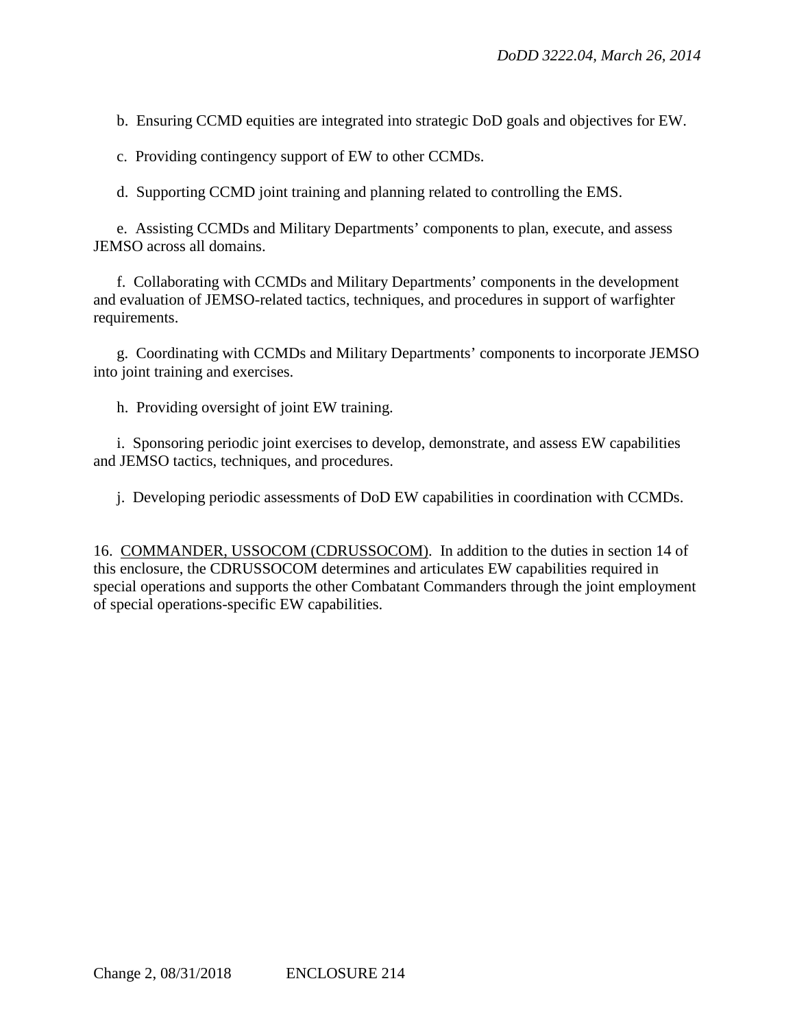b. Ensuring CCMD equities are integrated into strategic DoD goals and objectives for EW.

c. Providing contingency support of EW to other CCMDs.

d. Supporting CCMD joint training and planning related to controlling the EMS.

e. Assisting CCMDs and Military Departments' components to plan, execute, and assess JEMSO across all domains.

f. Collaborating with CCMDs and Military Departments' components in the development and evaluation of JEMSO-related tactics, techniques, and procedures in support of warfighter requirements.

g. Coordinating with CCMDs and Military Departments' components to incorporate JEMSO into joint training and exercises.

h. Providing oversight of joint EW training.

i. Sponsoring periodic joint exercises to develop, demonstrate, and assess EW capabilities and JEMSO tactics, techniques, and procedures.

j. Developing periodic assessments of DoD EW capabilities in coordination with CCMDs.

16. COMMANDER, USSOCOM (CDRUSSOCOM). In addition to the duties in section 14 of this enclosure, the CDRUSSOCOM determines and articulates EW capabilities required in special operations and supports the other Combatant Commanders through the joint employment of special operations-specific EW capabilities.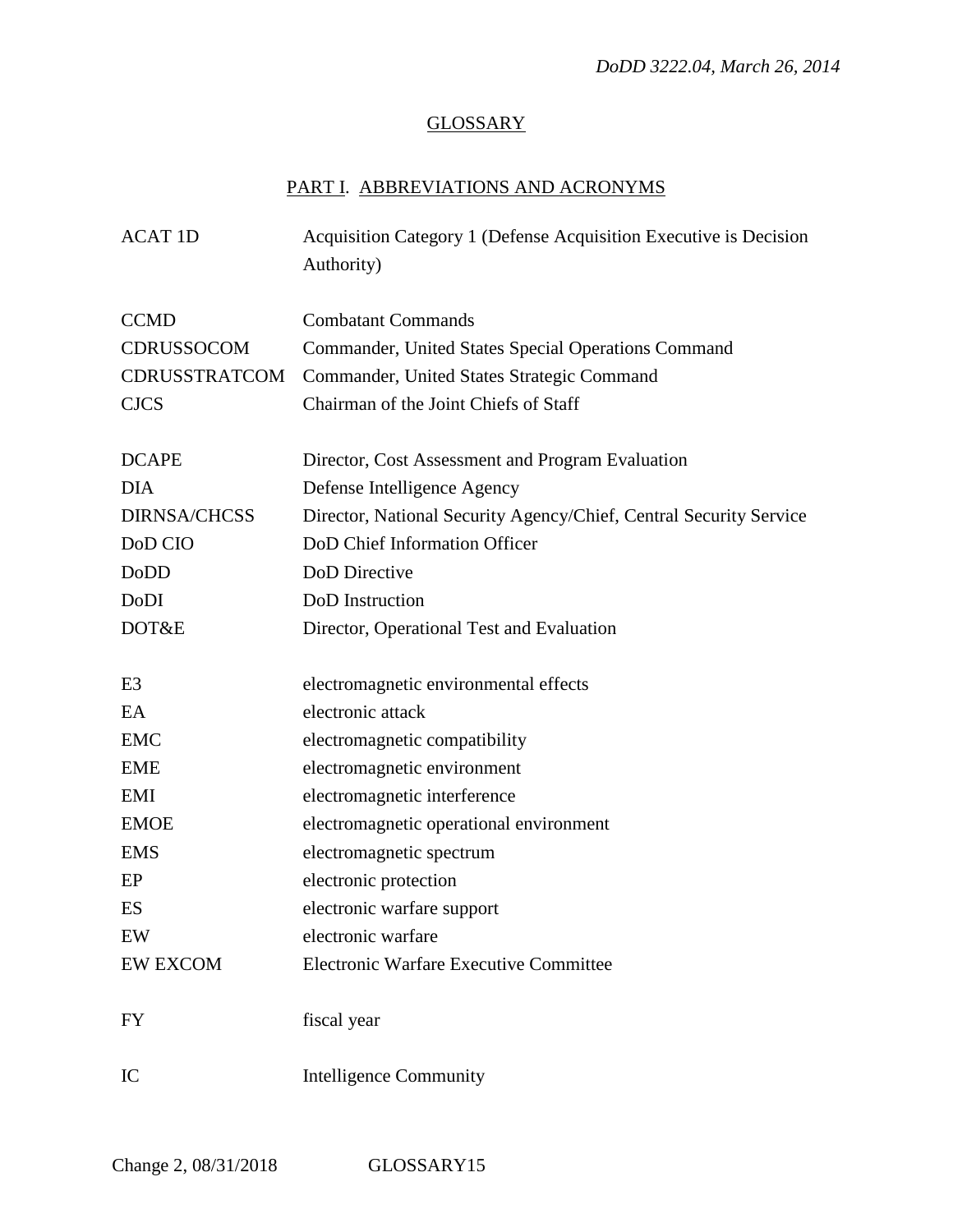## GLOSSARY

### PART I. ABBREVIATIONS AND ACRONYMS

| | |
|---|---|
| ACAT 1D | Acquisition Category 1 (Defense Acquisition Executive is Decision Authority) |
| CCMD | Combatant Commands |
| CDRUSSOCOM | Commander, United States Special Operations Command |
| CDRUSSTRATCOM | Commander, United States Strategic Command |
| CJCS | Chairman of the Joint Chiefs of Staff |
| DCAPE | Director, Cost Assessment and Program Evaluation |
| DIA | Defense Intelligence Agency |
| DIRNSA/CHCSS | Director, National Security Agency/Chief, Central Security Service |
| DoD CIO | DoD Chief Information Officer |
| DoDD | DoD Directive |
| DoDI | DoD Instruction |
| DOT&E | Director, Operational Test and Evaluation |
| E3 | electromagnetic environmental effects |
| EA | electronic attack |
| EMC | electromagnetic compatibility |
| EME | electromagnetic environment |
| EMI | electromagnetic interference |
| EMOE | electromagnetic operational environment |
| EMS | electromagnetic spectrum |
| EP | electronic protection |
| ES | electronic warfare support |
| EW | electronic warfare |
| EW EXCOM | Electronic Warfare Executive Committee |
| FY | fiscal year |
| IC | Intelligence Community |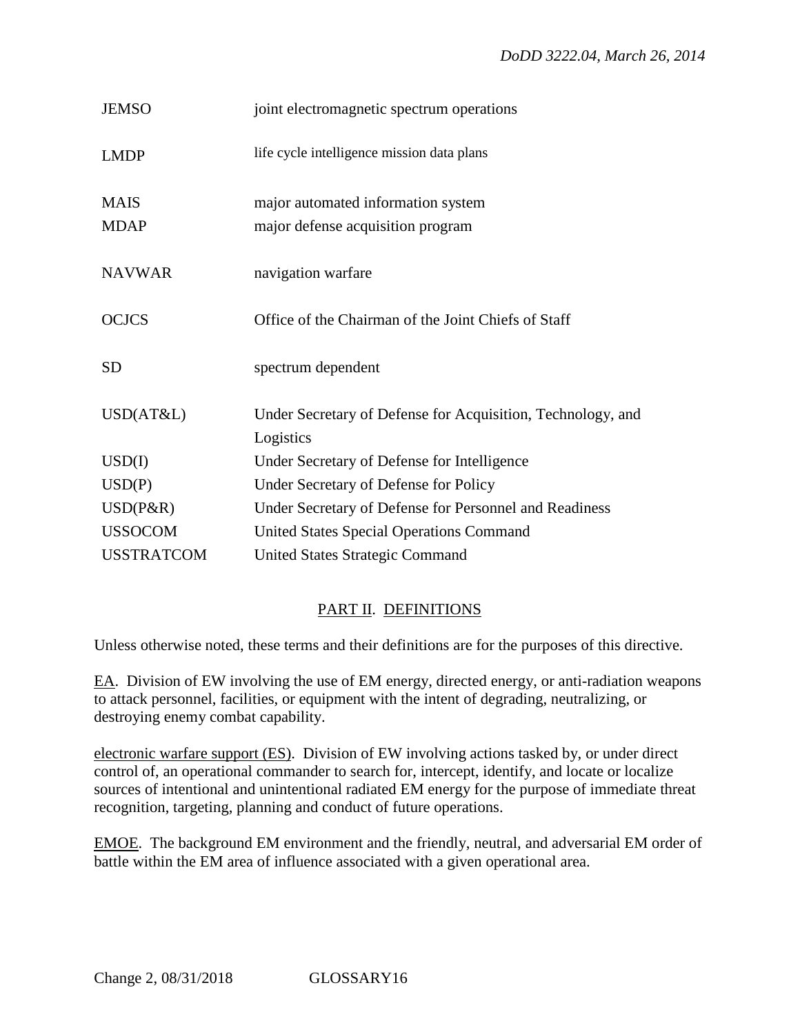| | |
|---|---|
| JEMSO | joint electromagnetic spectrum operations |
| LMDP | life cycle intelligence mission data plans |
| MAIS | major automated information system |
| MDAP | major defense acquisition program |
| NAVWAR | navigation warfare |
| OCJCS | Office of the Chairman of the Joint Chiefs of Staff |
| SD | spectrum dependent |
| USD(AT&L) | Under Secretary of Defense for Acquisition, Technology, and Logistics |
| USD(I) | Under Secretary of Defense for Intelligence |
| USD(P) | Under Secretary of Defense for Policy |
| USD(P&R) | Under Secretary of Defense for Personnel and Readiness |
| USSOCOM | United States Special Operations Command |
| USSTRATCOM | United States Strategic Command |

## PART II. DEFINITIONS

Unless otherwise noted, these terms and their definitions are for the purposes of this directive.

EA. Division of EW involving the use of EM energy, directed energy, or anti-radiation weapons to attack personnel, facilities, or equipment with the intent of degrading, neutralizing, or destroying enemy combat capability.

electronic warfare support (ES). Division of EW involving actions tasked by, or under direct control of, an operational commander to search for, intercept, identify, and locate or localize sources of intentional and unintentional radiated EM energy for the purpose of immediate threat recognition, targeting, planning and conduct of future operations.

EMOE. The background EM environment and the friendly, neutral, and adversarial EM order of battle within the EM area of influence associated with a given operational area.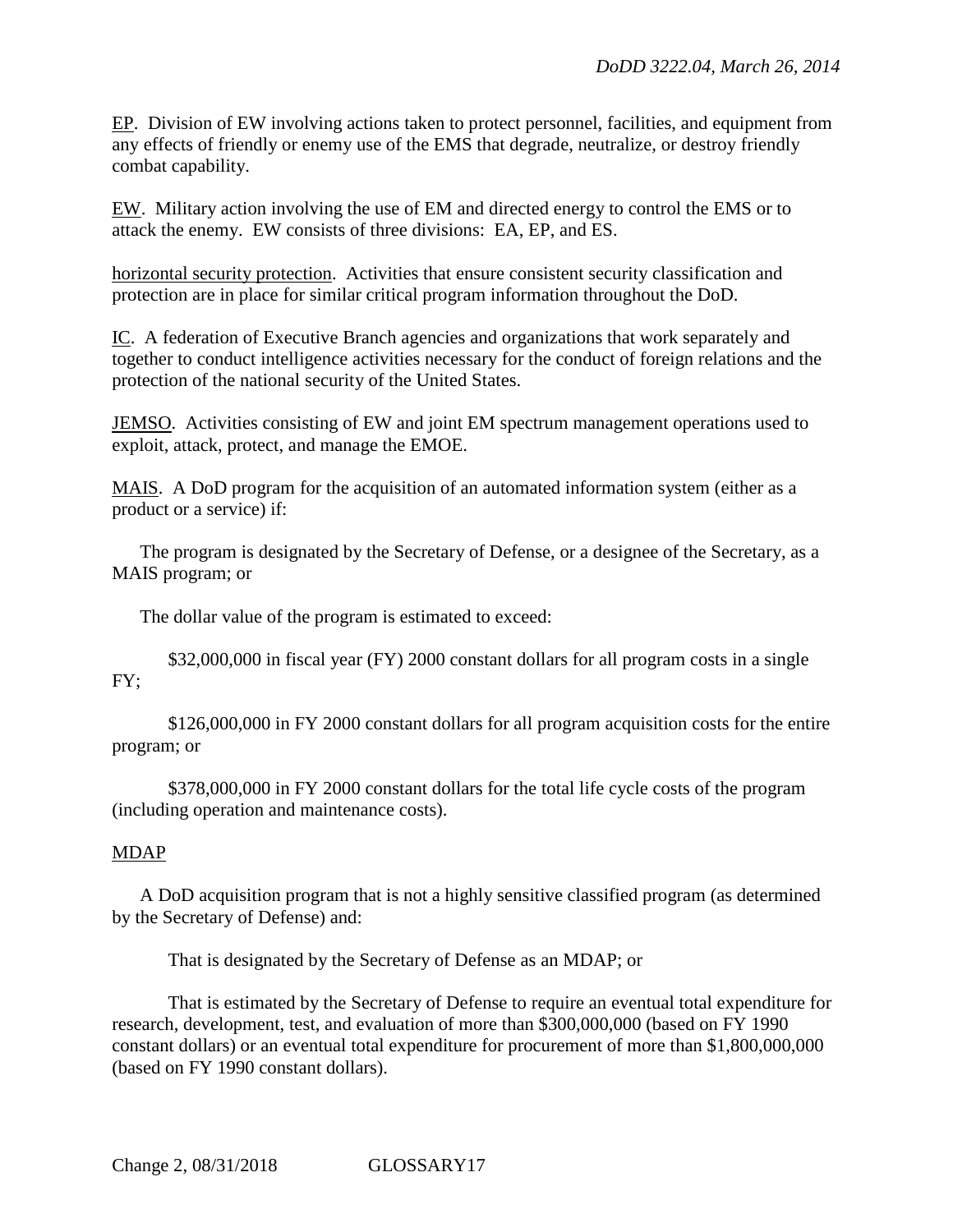EP. Division of EW involving actions taken to protect personnel, facilities, and equipment from any effects of friendly or enemy use of the EMS that degrade, neutralize, or destroy friendly combat capability.

EW. Military action involving the use of EM and directed energy to control the EMS or to attack the enemy. EW consists of three divisions: EA, EP, and ES.

horizontal security protection. Activities that ensure consistent security classification and protection are in place for similar critical program information throughout the DoD.

IC. A federation of Executive Branch agencies and organizations that work separately and together to conduct intelligence activities necessary for the conduct of foreign relations and the protection of the national security of the United States.

JEMSO. Activities consisting of EW and joint EM spectrum management operations used to exploit, attack, protect, and manage the EMOE.

MAIS. A DoD program for the acquisition of an automated information system (either as a product or a service) if:

The program is designated by the Secretary of Defense, or a designee of the Secretary, as a MAIS program; or

The dollar value of the program is estimated to exceed:

$32,000,000 in fiscal year (FY) 2000 constant dollars for all program costs in a single FY;

$126,000,000 in FY 2000 constant dollars for all program acquisition costs for the entire program; or

$378,000,000 in FY 2000 constant dollars for the total life cycle costs of the program (including operation and maintenance costs).

MDAP

A DoD acquisition program that is not a highly sensitive classified program (as determined by the Secretary of Defense) and:

That is designated by the Secretary of Defense as an MDAP; or

That is estimated by the Secretary of Defense to require an eventual total expenditure for research, development, test, and evaluation of more than $300,000,000 (based on FY 1990 constant dollars) or an eventual total expenditure for procurement of more than $1,800,000,000 (based on FY 1990 constant dollars).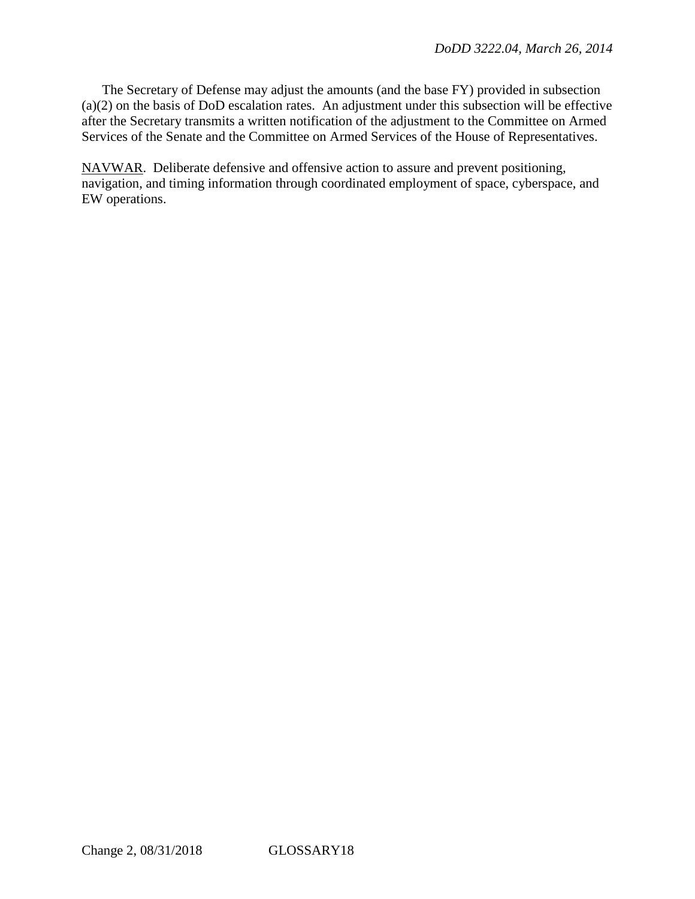The Secretary of Defense may adjust the amounts (and the base FY) provided in subsection (a)(2) on the basis of DoD escalation rates. An adjustment under this subsection will be effective after the Secretary transmits a written notification of the adjustment to the Committee on Armed Services of the Senate and the Committee on Armed Services of the House of Representatives.

NAVWAR. Deliberate defensive and offensive action to assure and prevent positioning, navigation, and timing information through coordinated employment of space, cyberspace, and EW operations.